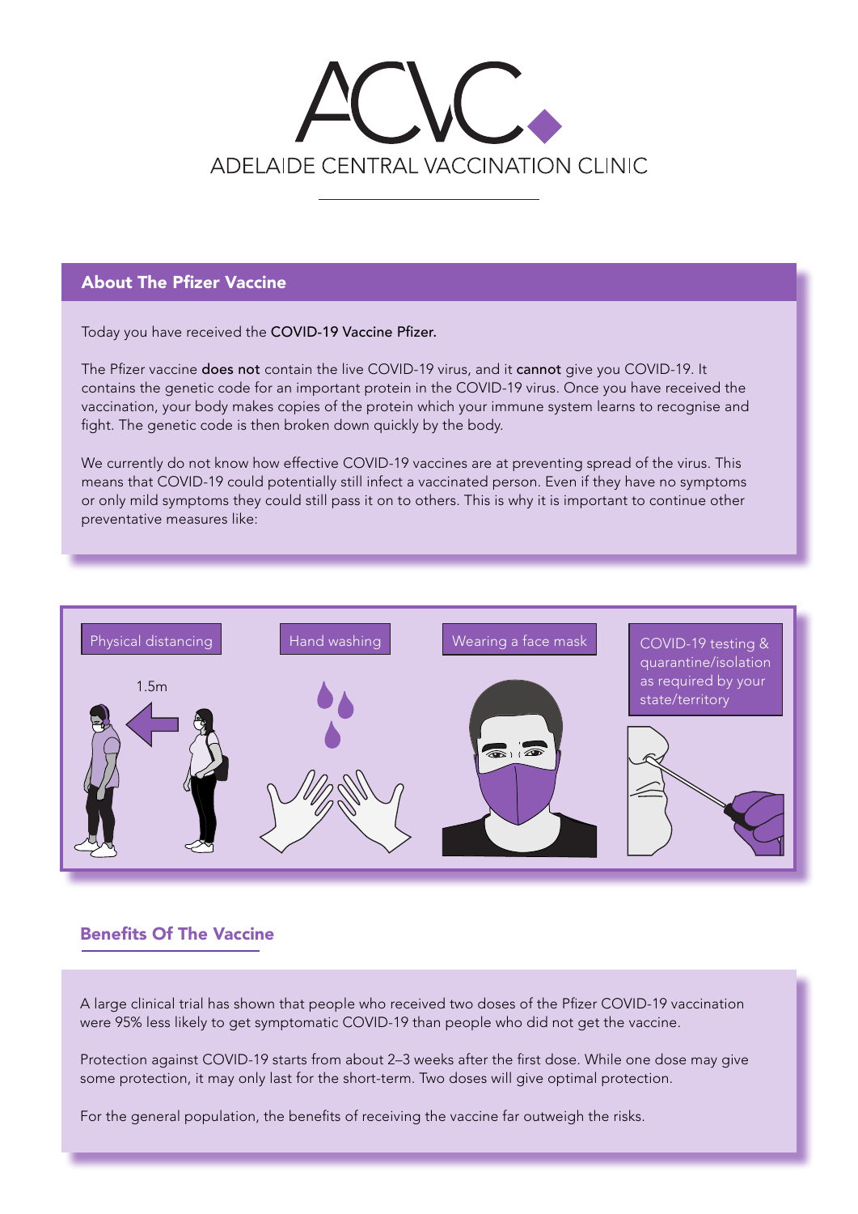# ACVC

ADELAIDE CENTRAL VACCINATION CLINIC

## About The Pfizer Vaccine

Today you have received the **COVID-19 Vaccine Pfizer.**

The Pfizer vaccine **does not** contain the live COVID-19 virus, and it **cannot** give you COVID-19. It contains the genetic code for an important protein in the COVID-19 virus. Once you have received the vaccination, your body makes copies of the protein which your immune system learns to recognise and fight. The genetic code is then broken down quickly by the body.

We currently do not know how effective COVID-19 vaccines are at preventing spread of the virus. This means that COVID-19 could potentially still infect a vaccinated person. Even if they have no symptoms or only mild symptoms they could still pass it on to others. This is why it is important to continue other preventative measures like:

- Physical distancing (1.5m)
- Hand washing
- Wearing a face mask
- COVID-19 testing & quarantine/isolation as required by your state/territory

## Benefits Of The Vaccine

A large clinical trial has shown that people who received two doses of the Pfizer COVID-19 vaccination were 95% less likely to get symptomatic COVID-19 than people who did not get the vaccine.

Protection against COVID-19 starts from about 2–3 weeks after the first dose. While one dose may give some protection, it may only last for the short-term. Two doses will give optimal protection.

For the general population, the benefits of receiving the vaccine far outweigh the risks.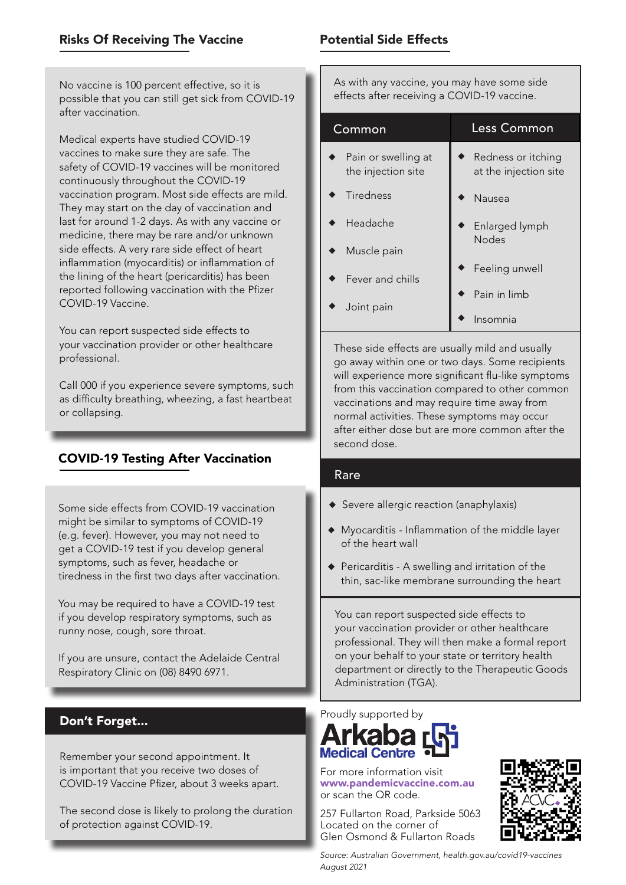## Risks Of Receiving The Vaccine

No vaccine is 100 percent effective, so it is possible that you can still get sick from COVID-19 after vaccination.

Medical experts have studied COVID-19 vaccines to make sure they are safe. The safety of COVID-19 vaccines will be monitored continuously throughout the COVID-19 vaccination program. Most side effects are mild. They may start on the day of vaccination and last for around 1-2 days. As with any vaccine or medicine, there may be rare and/or unknown side effects. A very rare side effect of heart inflammation (myocarditis) or inflammation of the lining of the heart (pericarditis) has been reported following vaccination with the Pfizer COVID-19 Vaccine.

You can report suspected side effects to your vaccination provider or other healthcare professional.

Call 000 if you experience severe symptoms, such as difficulty breathing, wheezing, a fast heartbeat or collapsing.

## COVID-19 Testing After Vaccination

Some side effects from COVID-19 vaccination might be similar to symptoms of COVID-19 (e.g. fever). However, you may not need to get a COVID-19 test if you develop general symptoms, such as fever, headache or tiredness in the first two days after vaccination.

You may be required to have a COVID-19 test if you develop respiratory symptoms, such as runny nose, cough, sore throat.

If you are unsure, contact the Adelaide Central Respiratory Clinic on (08) 8490 6971.

## Don't Forget...

Remember your second appointment. It is important that you receive two doses of COVID-19 Vaccine Pfizer, about 3 weeks apart.

The second dose is likely to prolong the duration of protection against COVID-19.

## Potential Side Effects

As with any vaccine, you may have some side effects after receiving a COVID-19 vaccine.

| Common | Less Common |
|---|---|
| Pain or swelling at the injection site | Redness or itching at the injection site |
| Tiredness | Nausea |
| Headache | Enlarged lymph Nodes |
| Muscle pain | Feeling unwell |
| Fever and chills | Pain in limb |
| Joint pain | Insomnia |

These side effects are usually mild and usually go away within one or two days. Some recipients will experience more significant flu-like symptoms from this vaccination compared to other common vaccinations and may require time away from normal activities. These symptoms may occur after either dose but are more common after the second dose.

### Rare

- Severe allergic reaction (anaphylaxis)
- Myocarditis - Inflammation of the middle layer of the heart wall
- Pericarditis - A swelling and irritation of the thin, sac-like membrane surrounding the heart

You can report suspected side effects to your vaccination provider or other healthcare professional. They will then make a formal report on your behalf to your state or territory health department or directly to the Therapeutic Goods Administration (TGA).

Proudly supported by

Arkaba Medical Centre

For more information visit **www.pandemicvaccine.com.au** or scan the QR code.

257 Fullarton Road, Parkside 5063
Located on the corner of
Glen Osmond & Fullarton Roads

*Source: Australian Government, health.gov.au/covid19-vaccines August 2021*